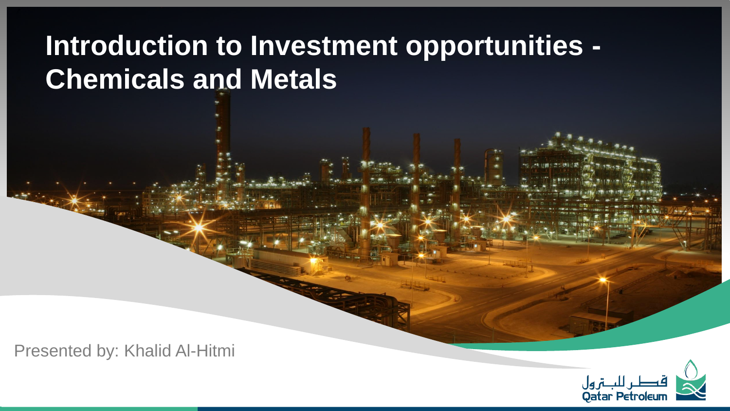# Introduction to Investment opportunities - Chemicals and Metals

Presented by: Khalid Al-Hitmi

قطر للبترول
Qatar Petroleum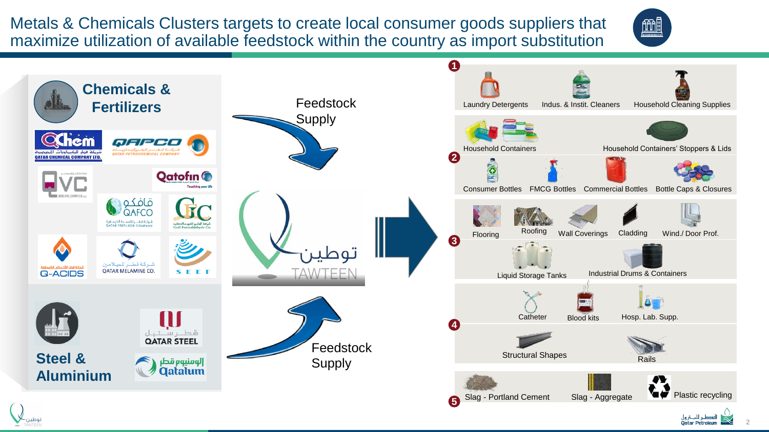# Metals & Chemicals Clusters targets to create local consumer goods suppliers that maximize utilization of available feedstock within the country as import substitution

## Chemicals & Fertilizers

QChem – شركة قطر للكيماويات المحدودة – QATAR CHEMICAL COMPANY LTD.

QAPCO – QATAR PETROCHEMICAL COMPANY

QVC

Qatofin – Touching your life

قافكو QAFCO – شركة قطر للأسمدة الكيماوية – QATAR FERTILISER COMPANY

GFC – شركة الخليج للفورمالدهايد – Gulf Formaldehyde Co

شركة قطر للأحماض الكيماوية – Q-ACIDS

شركة قطر للميلامين – QATAR MELAMINE CO.

SEEF

## Steel & Aluminium

قطر ستيل – QATAR STEEL

ألومنيوم قطر – Qatalum

Feedstock Supply

توطين – TAWTEEN

Feedstock Supply

**1**
- Laundry Detergents
- Indus. & Instit. Cleaners
- Household Cleaning Supplies

**2**
- Household Containers
- Household Containers' Stoppers & Lids
- Consumer Bottles
- FMCG Bottles
- Commercial Bottles
- Bottle Caps & Closures

**3**
- Flooring
- Roofing
- Wall Coverings
- Cladding
- Wind./ Door Prof.
- Liquid Storage Tanks
- Industrial Drums & Containers

**4**
- Catheter
- Blood kits
- Hosp. Lab. Supp.
- Structural Shapes
- Rails

**5**
- Slag - Portland Cement
- Slag - Aggregate
- Plastic recycling

قطر للبترول – Qatar Petroleum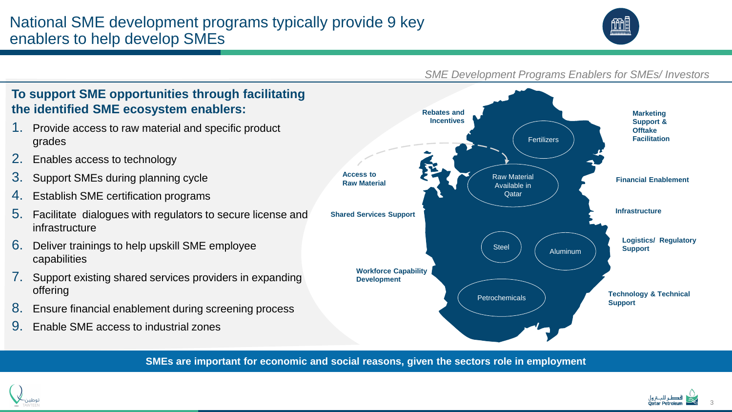# National SME development programs typically provide 9 key enablers to help develop SMEs

*SME Development Programs Enablers for SMEs/ Investors*

## To support SME opportunities through facilitating the identified SME ecosystem enablers:

1. Provide access to raw material and specific product grades
2. Enables access to technology
3. Support SMEs during planning cycle
4. Establish SME certification programs
5. Facilitate dialogues with regulators to secure license and infrastructure
6. Deliver trainings to help upskill SME employee capabilities
7. Support existing shared services providers in expanding offering
8. Ensure financial enablement during screening process
9. Enable SME access to industrial zones

**Rebates and Incentives**

**Access to Raw Material**

**Shared Services Support**

**Workforce Capability Development**

**Marketing Support & Offtake Facilitation**

**Financial Enablement**

**Infrastructure**

**Logistics/ Regulatory Support**

**Technology & Technical Support**

Fertilizers

Raw Material Available in Qatar

Steel

Aluminum

Petrochemicals

**SMEs are important for economic and social reasons, given the sectors role in employment**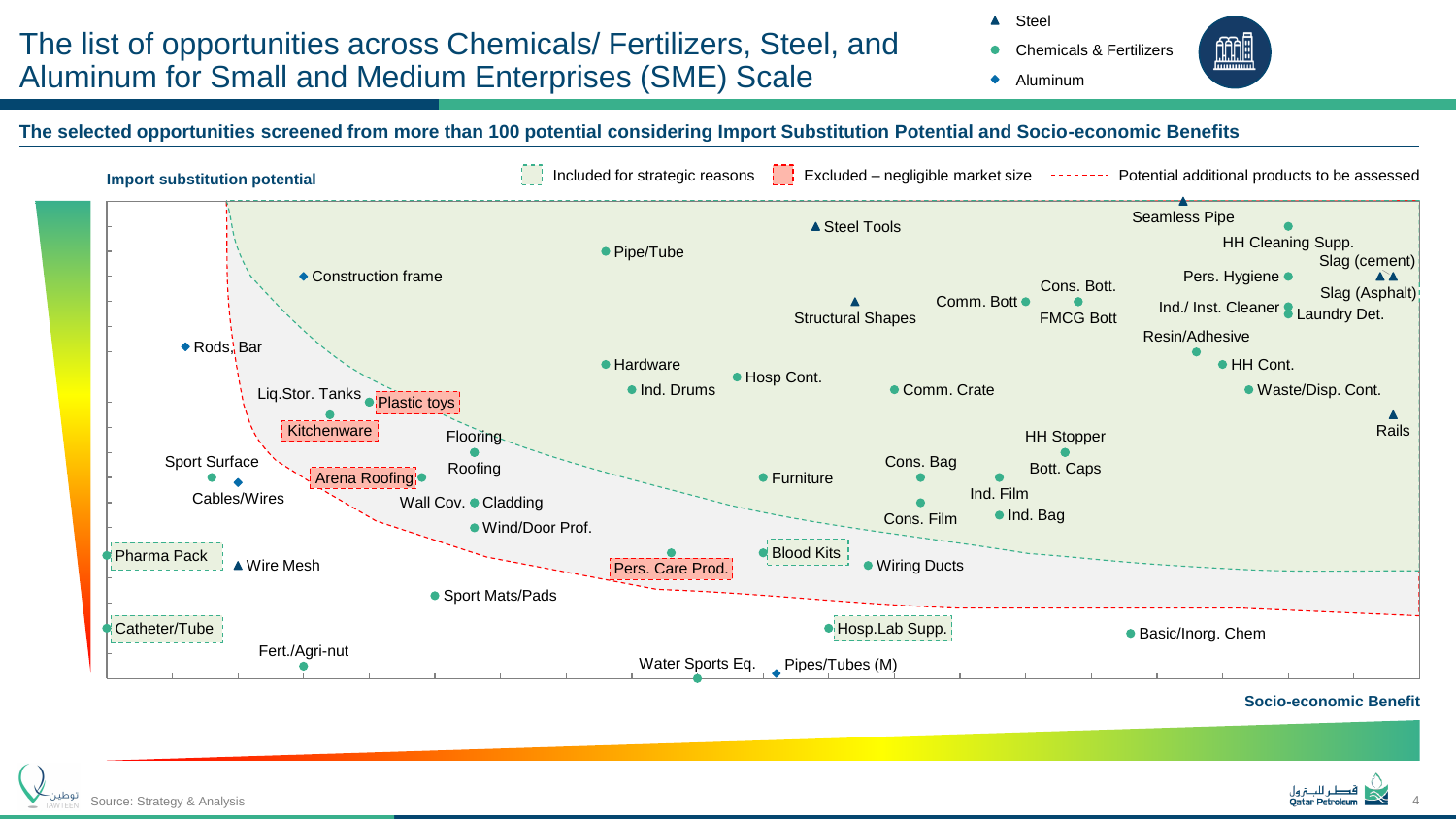# The list of opportunities across Chemicals/ Fertilizers, Steel, and Aluminum for Small and Medium Enterprises (SME) Scale

- ▲ Steel
- ● Chemicals & Fertilizers
- ◆ Aluminum

**The selected opportunities screened from more than 100 potential considering Import Substitution Potential and Socio-economic Benefits**

Legend: Included for strategic reasons | Excluded – negligible market size | Potential additional products to be assessed

**Import substitution potential** (y-axis) vs. **Socio-economic Benefit** (x-axis)

Opportunities shown:

- Seamless Pipe
- Steel Tools
- HH Cleaning Supp.
- Slag (cement)
- Pipe/Tube
- Construction frame
- Pers. Hygiene
- Slag (Asphalt)
- Cons. Bott.
- Comm. Bott
- Ind./ Inst. Cleaner
- Laundry Det.
- Structural Shapes
- FMCG Bott
- Resin/Adhesive
- Rods, Bar
- Hardware
- HH Cont.
- Hosp Cont.
- Ind. Drums
- Comm. Crate
- Waste/Disp. Cont.
- Liq.Stor. Tanks
- Plastic toys (Excluded – negligible market size)
- Rails
- Kitchenware (Excluded – negligible market size)
- Flooring
- HH Stopper
- Sport Surface
- Roofing
- Cons. Bag
- Bott. Caps
- Arena Roofing (Excluded – negligible market size)
- Furniture
- Cables/Wires
- Ind. Film
- Wall Cov.
- Cladding
- Ind. Bag
- Cons. Film
- Wind/Door Prof.
- Pharma Pack (Included for strategic reasons)
- Blood Kits (Included for strategic reasons)
- Wire Mesh
- Pers. Care Prod. (Excluded – negligible market size)
- Wiring Ducts
- Sport Mats/Pads
- Catheter/Tube (Included for strategic reasons)
- Hosp.Lab Supp. (Included for strategic reasons)
- Basic/Inorg. Chem
- Fert./Agri-nut
- Water Sports Eq.
- Pipes/Tubes (M)

Source: Strategy & Analysis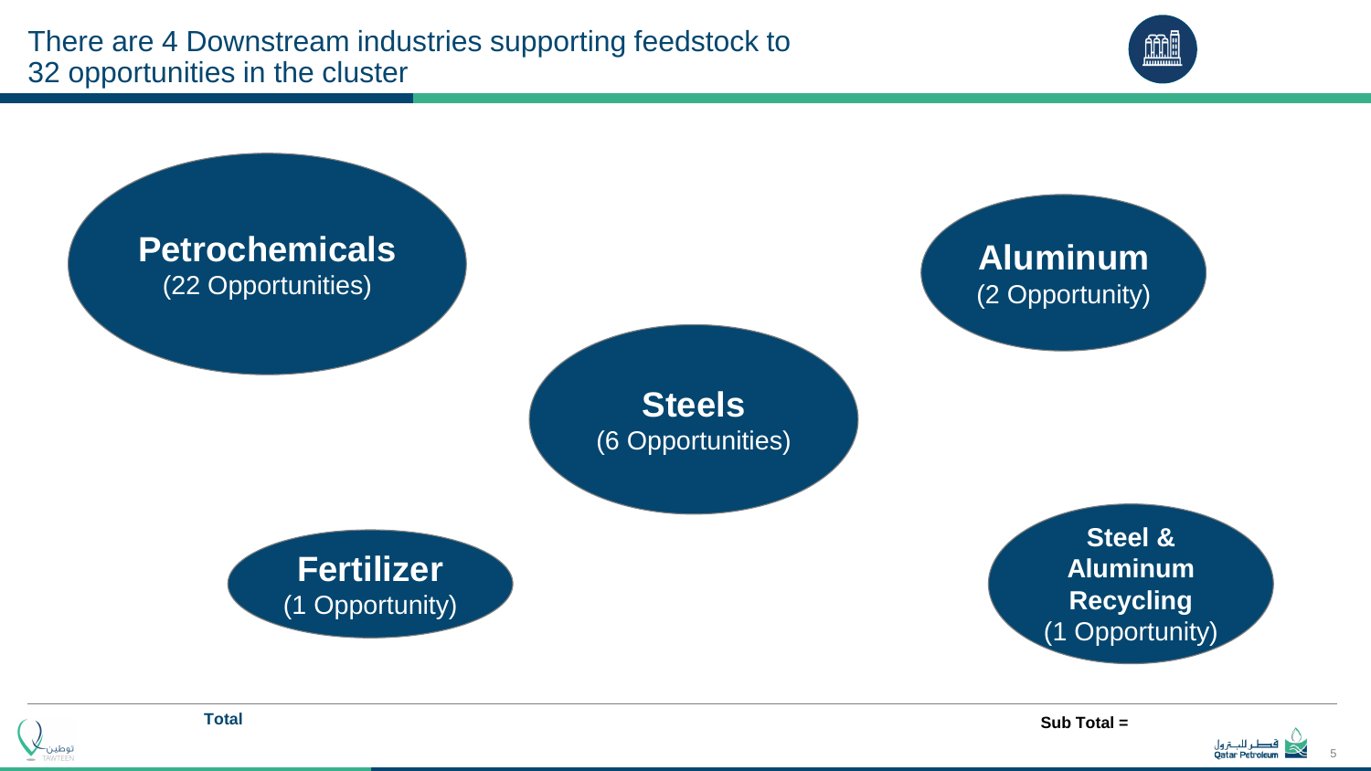# There are 4 Downstream industries supporting feedstock to 32 opportunities in the cluster

**Petrochemicals**
(22 Opportunities)

**Aluminum**
(2 Opportunity)

**Steels**
(6 Opportunities)

**Fertilizer**
(1 Opportunity)

**Steel & Aluminum Recycling**
(1 Opportunity)

**Total**

**Sub Total =**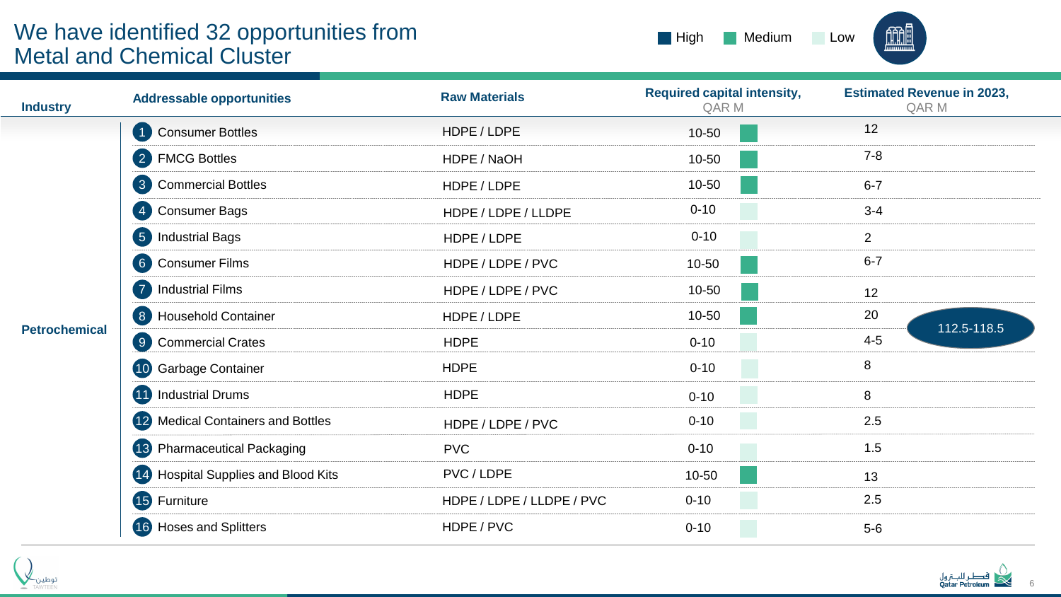# We have identified 32 opportunities from Metal and Chemical Cluster

High | Medium | Low

| Industry | Addressable opportunities | Raw Materials | Required capital intensity, QAR M | Estimated Revenue in 2023, QAR M |
|---|---|---|---|---|
| Petrochemical | 1 Consumer Bottles | HDPE / LDPE | 10-50 (Medium) | 12 |
| | 2 FMCG Bottles | HDPE / NaOH | 10-50 (Medium) | 7-8 |
| | 3 Commercial Bottles | HDPE / LDPE | 10-50 (Medium) | 6-7 |
| | 4 Consumer Bags | HDPE / LDPE / LLDPE | 0-10 (Low) | 3-4 |
| | 5 Industrial Bags | HDPE / LDPE | 0-10 (Low) | 2 |
| | 6 Consumer Films | HDPE / LDPE / PVC | 10-50 (Medium) | 6-7 |
| | 7 Industrial Films | HDPE / LDPE / PVC | 10-50 (Medium) | 12 |
| | 8 Household Container | HDPE / LDPE | 10-50 (Medium) | 20 |
| | 9 Commercial Crates | HDPE | 0-10 (Low) | 4-5 |
| | 10 Garbage Container | HDPE | 0-10 (Low) | 8 |
| | 11 Industrial Drums | HDPE | 0-10 (Low) | 8 |
| | 12 Medical Containers and Bottles | HDPE / LDPE / PVC | 0-10 (Low) | 2.5 |
| | 13 Pharmaceutical Packaging | PVC | 0-10 (Low) | 1.5 |
| | 14 Hospital Supplies and Blood Kits | PVC / LDPE | 10-50 (Medium) | 13 |
| | 15 Furniture | HDPE / LDPE / LLDPE / PVC | 0-10 (Low) | 2.5 |
| | 16 Hoses and Splitters | HDPE / PVC | 0-10 (Low) | 5-6 |

Total estimated revenue: 112.5-118.5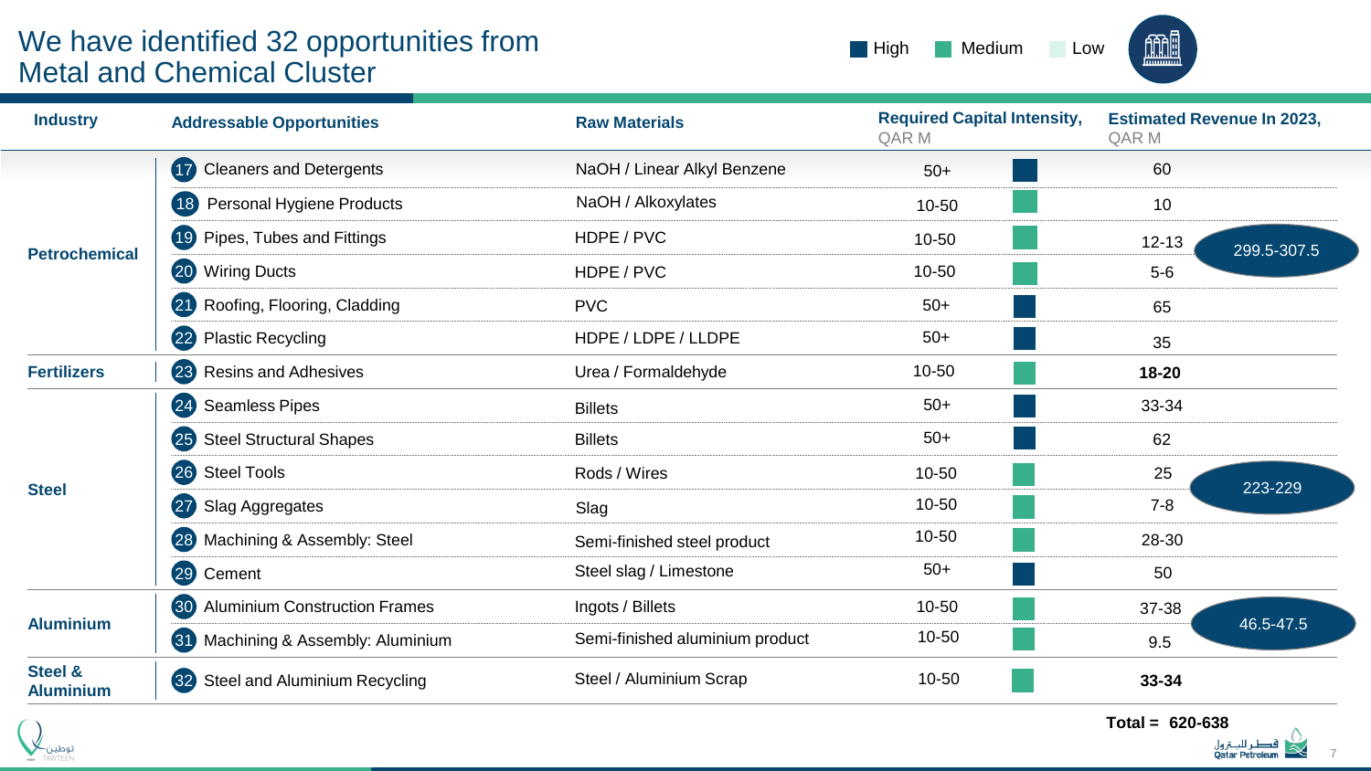# We have identified 32 opportunities from Metal and Chemical Cluster

High | Medium | Low

| Industry | Addressable Opportunities | Raw Materials | Required Capital Intensity, QAR M | | Estimated Revenue In 2023, QAR M | |
|---|---|---|---|---|---|---|
| Petrochemical | 17 Cleaners and Detergents | NaOH / Linear Alkyl Benzene | 50+ | High | 60 | 299.5-307.5 |
| | 18 Personal Hygiene Products | NaOH / Alkoxylates | 10-50 | Medium | 10 | |
| | 19 Pipes, Tubes and Fittings | HDPE / PVC | 10-50 | Medium | 12-13 | |
| | 20 Wiring Ducts | HDPE / PVC | 10-50 | Medium | 5-6 | |
| | 21 Roofing, Flooring, Cladding | PVC | 50+ | High | 65 | |
| | 22 Plastic Recycling | HDPE / LDPE / LLDPE | 50+ | High | 35 | |
| Fertilizers | 23 Resins and Adhesives | Urea / Formaldehyde | 10-50 | Medium | **18-20** | |
| Steel | 24 Seamless Pipes | Billets | 50+ | High | 33-34 | 223-229 |
| | 25 Steel Structural Shapes | Billets | 50+ | High | 62 | |
| | 26 Steel Tools | Rods / Wires | 10-50 | Medium | 25 | |
| | 27 Slag Aggregates | Slag | 10-50 | Medium | 7-8 | |
| | 28 Machining & Assembly: Steel | Semi-finished steel product | 10-50 | Medium | 28-30 | |
| | 29 Cement | Steel slag / Limestone | 50+ | High | 50 | |
| Aluminium | 30 Aluminium Construction Frames | Ingots / Billets | 10-50 | Medium | 37-38 | 46.5-47.5 |
| | 31 Machining & Assembly: Aluminium | Semi-finished aluminium product | 10-50 | Medium | 9.5 | |
| Steel & Aluminium | 32 Steel and Aluminium Recycling | Steel / Aluminium Scrap | 10-50 | Medium | **33-34** | |

**Total = 620-638**